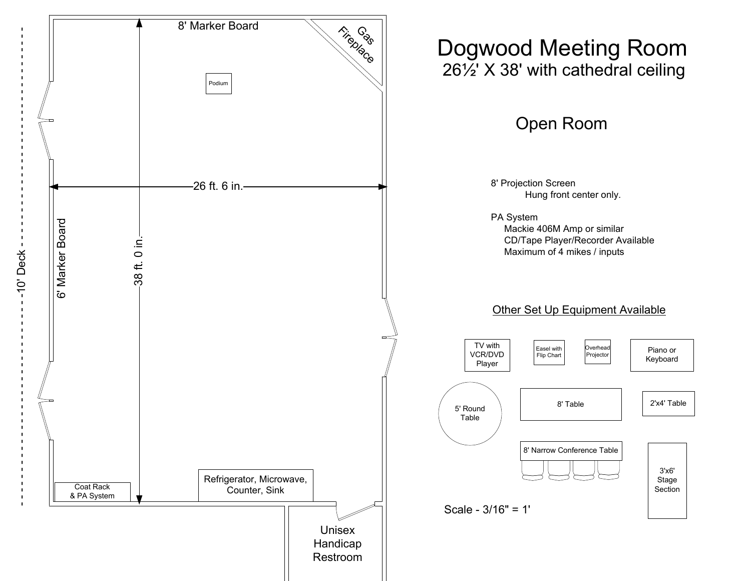# Dogwood Meeting Room

## 26½' X 38' with cathedral ceiling

## Open Room

8' Projection Screen
Hung front center only.

PA System
- Mackie 406M Amp or similar
- CD/Tape Player/Recorder Available
- Maximum of 4 mikes / inputs

Other Set Up Equipment Available

- TV with VCR/DVD Player
- Easel with Flip Chart
- Overhead Projector
- Piano or Keyboard
- 5' Round Table
- 8' Table
- 2'x4' Table
- 8' Narrow Conference Table
- 3'x6' Stage Section

Scale - 3/16" = 1'

8' Marker Board

Gas Fireplace

Podium

26 ft. 6 in.

38 ft. 0 in.

6' Marker Board

10' Deck

Coat Rack & PA System

Refrigerator, Microwave, Counter, Sink

Unisex Handicap Restroom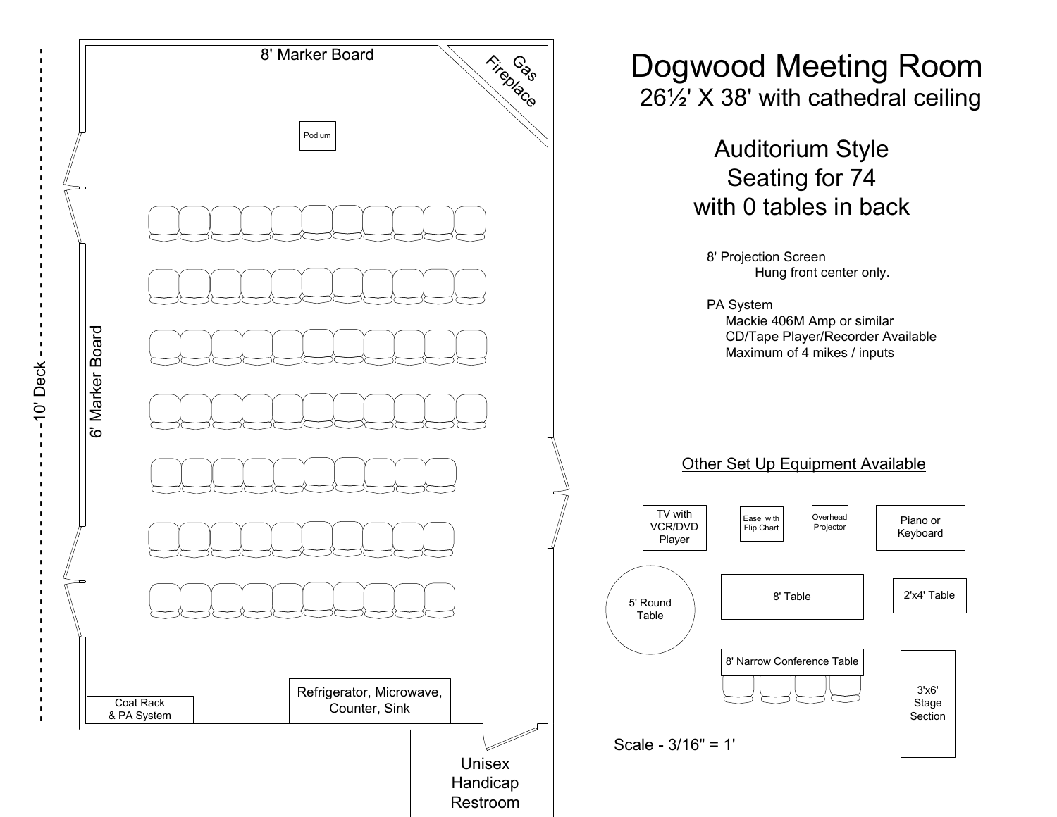# Dogwood Meeting Room

26½' X 38' with cathedral ceiling

## Auditorium Style
## Seating for 74
## with 0 tables in back

8' Projection Screen
Hung front center only.

PA System
Mackie 406M Amp or similar
CD/Tape Player/Recorder Available
Maximum of 4 mikes / inputs

8' Marker Board

Gas Fireplace

Podium

6' Marker Board

10' Deck

Coat Rack & PA System

Refrigerator, Microwave, Counter, Sink

Unisex Handicap Restroom

Other Set Up Equipment Available

- TV with VCR/DVD Player
- Easel with Flip Chart
- Overhead Projector
- Piano or Keyboard
- 5' Round Table
- 8' Table
- 2'x4' Table
- 8' Narrow Conference Table
- 3'x6' Stage Section

Scale - 3/16" = 1'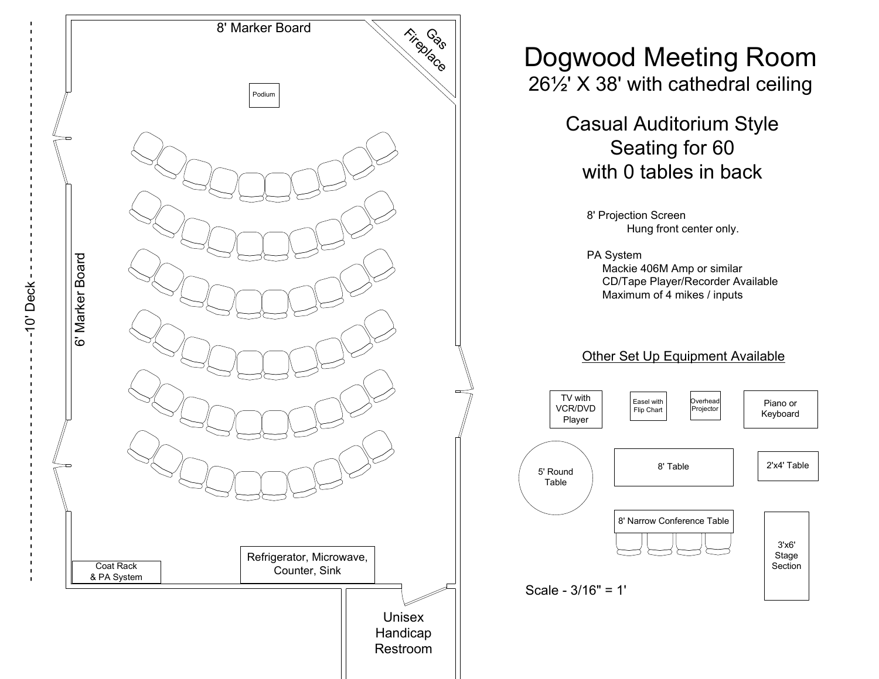# Dogwood Meeting Room

## 26½' X 38' with cathedral ceiling

### Casual Auditorium Style Seating for 60 with 0 tables in back

8' Projection Screen
Hung front center only.

PA System
Mackie 406M Amp or similar
CD/Tape Player/Recorder Available
Maximum of 4 mikes / inputs

Other Set Up Equipment Available

- TV with VCR/DVD Player
- Easel with Flip Chart
- Overhead Projector
- Piano or Keyboard
- 5' Round Table
- 8' Table
- 2'x4' Table
- 8' Narrow Conference Table
- 3'x6' Stage Section

Scale - 3/16" = 1'

8' Marker Board

Gas Fireplace

Podium

6' Marker Board

10' Deck

Coat Rack & PA System

Refrigerator, Microwave, Counter, Sink

Unisex Handicap Restroom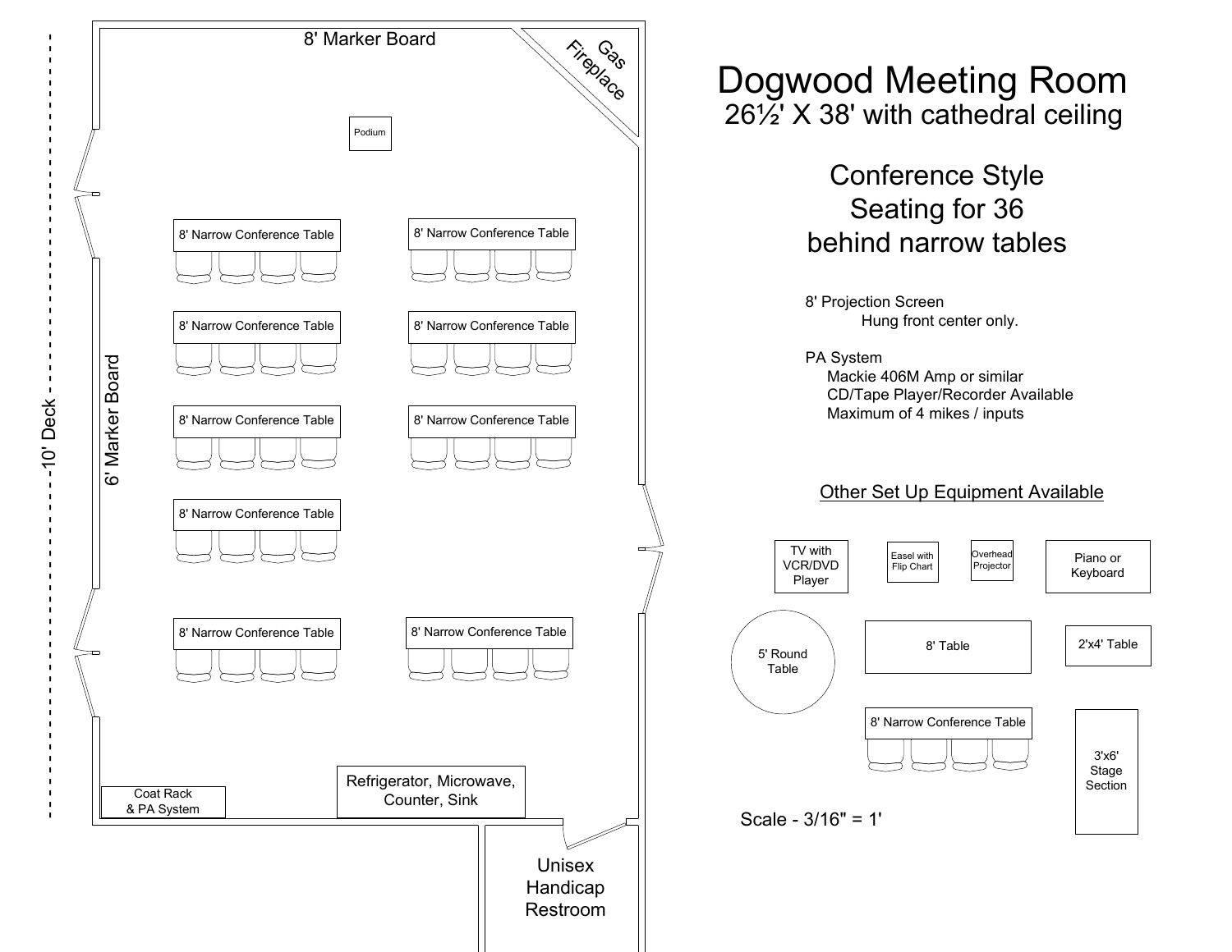# Dogwood Meeting Room

## 26½' X 38' with cathedral ceiling

### Conference Style Seating for 36 behind narrow tables

8' Projection Screen
Hung front center only.

PA System
Mackie 406M Amp or similar
CD/Tape Player/Recorder Available
Maximum of 4 mikes / inputs

8' Marker Board

Gas Fireplace

Podium

8' Narrow Conference Table

8' Narrow Conference Table

8' Narrow Conference Table

8' Narrow Conference Table

8' Narrow Conference Table

8' Narrow Conference Table

8' Narrow Conference Table

8' Narrow Conference Table

8' Narrow Conference Table

6' Marker Board

10' Deck

Coat Rack & PA System

Refrigerator, Microwave, Counter, Sink

Unisex Handicap Restroom

<u>Other Set Up Equipment Available</u>

TV with VCR/DVD Player

Easel with Flip Chart

Overhead Projector

Piano or Keyboard

5' Round Table

8' Table

2'x4' Table

8' Narrow Conference Table

3'x6' Stage Section

Scale - 3/16" = 1'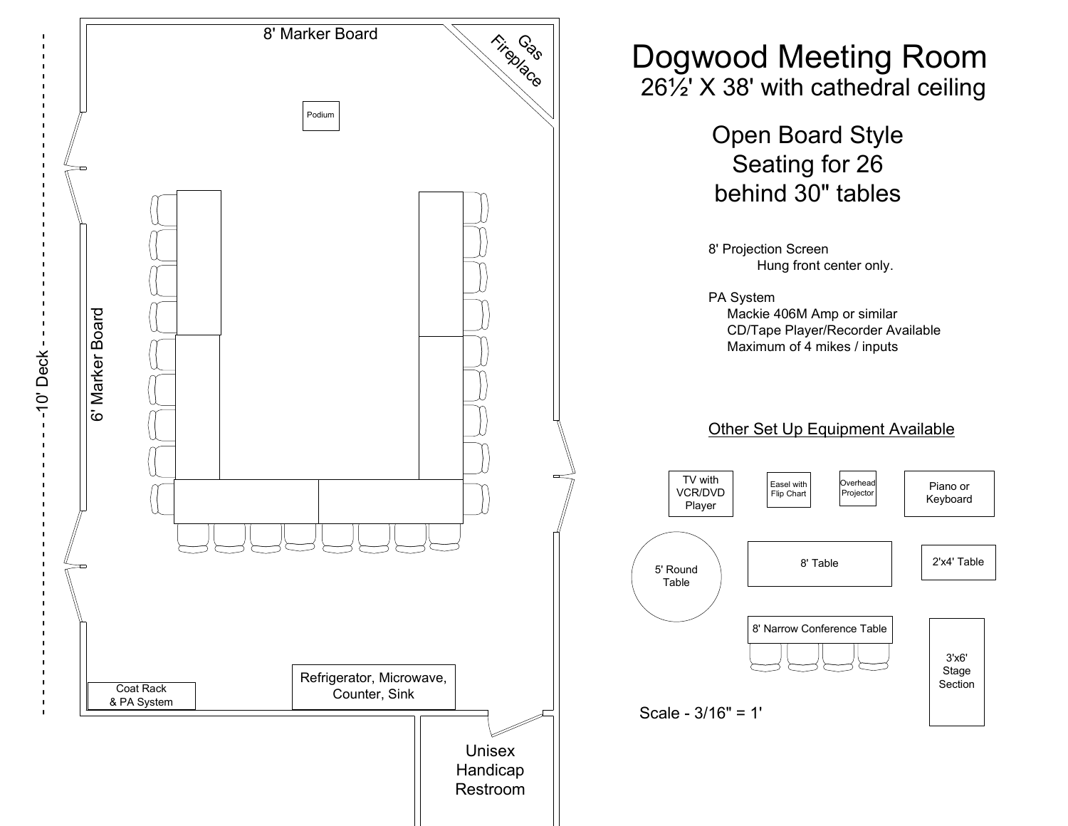# Dogwood Meeting Room

26½' X 38' with cathedral ceiling

## Open Board Style
## Seating for 26
## behind 30" tables

8' Projection Screen
Hung front center only.

PA System
Mackie 406M Amp or similar
CD/Tape Player/Recorder Available
Maximum of 4 mikes / inputs

<u>Other Set Up Equipment Available</u>

- TV with VCR/DVD Player
- Easel with Flip Chart
- Overhead Projector
- Piano or Keyboard
- 5' Round Table
- 8' Table
- 2'x4' Table
- 8' Narrow Conference Table
- 3'x6' Stage Section

Scale - 3/16" = 1'

8' Marker Board

Gas Fireplace

Podium

10' Deck

6' Marker Board

Coat Rack & PA System

Refrigerator, Microwave, Counter, Sink

Unisex Handicap Restroom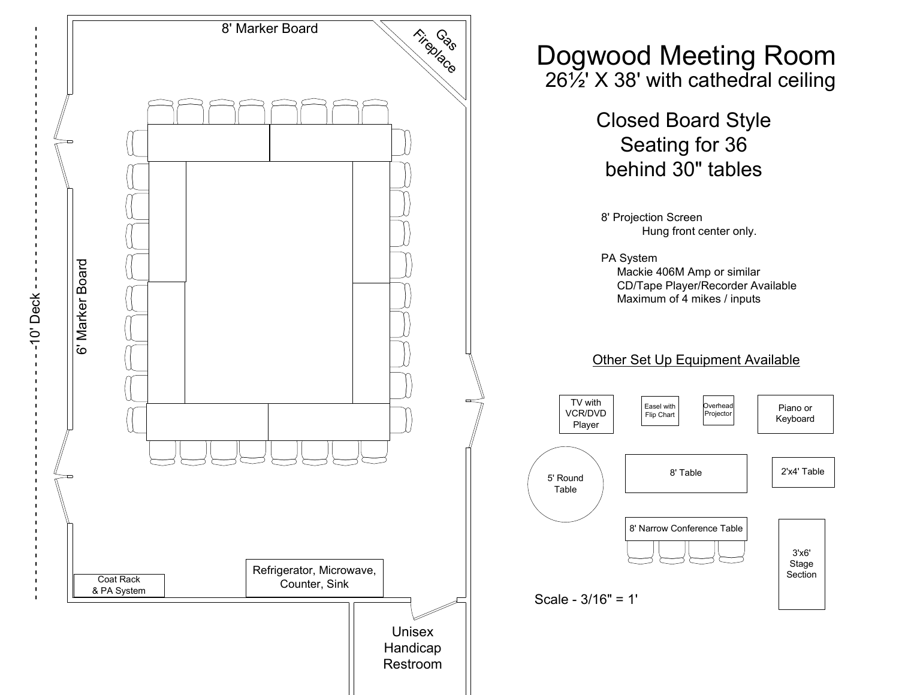# Dogwood Meeting Room

26½' X 38' with cathedral ceiling

## Closed Board Style
## Seating for 36
## behind 30" tables

8' Projection Screen
Hung front center only.

PA System
Mackie 406M Amp or similar
CD/Tape Player/Recorder Available
Maximum of 4 mikes / inputs

8' Marker Board

Gas Fireplace

10' Deck

6' Marker Board

Coat Rack & PA System

Refrigerator, Microwave, Counter, Sink

Unisex Handicap Restroom

Other Set Up Equipment Available

- TV with VCR/DVD Player
- Easel with Flip Chart
- Overhead Projector
- Piano or Keyboard
- 5' Round Table
- 8' Table
- 2'x4' Table
- 8' Narrow Conference Table
- 3'x6' Stage Section

Scale - 3/16" = 1'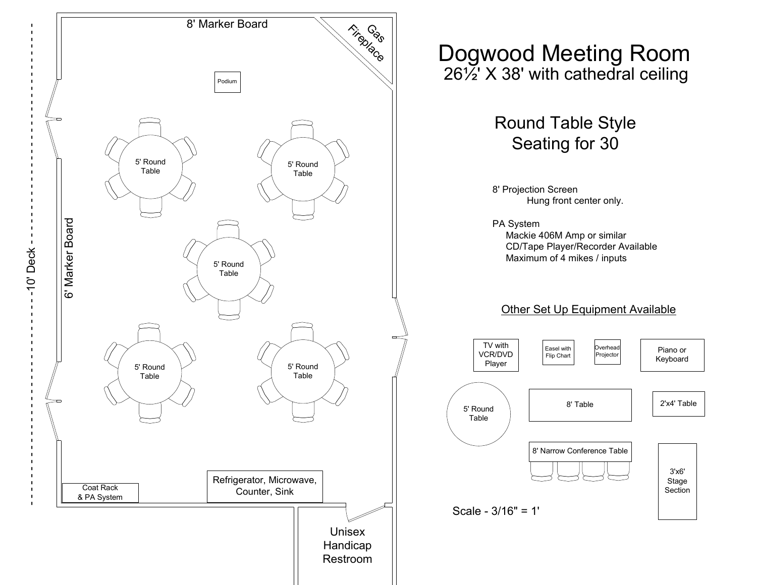# Dogwood Meeting Room

26½' X 38' with cathedral ceiling

## Round Table Style
## Seating for 30

8' Projection Screen
Hung front center only.

PA System
- Mackie 406M Amp or similar
- CD/Tape Player/Recorder Available
- Maximum of 4 mikes / inputs

Other Set Up Equipment Available

- TV with VCR/DVD Player
- Easel with Flip Chart
- Overhead Projector
- Piano or Keyboard
- 5' Round Table
- 8' Table
- 2'x4' Table
- 8' Narrow Conference Table
- 3'x6' Stage Section

Scale - 3/16" = 1'

8' Marker Board

Gas Fireplace

Podium

5' Round Table

5' Round Table

5' Round Table

5' Round Table

5' Round Table

6' Marker Board

10' Deck

Coat Rack & PA System

Refrigerator, Microwave, Counter, Sink

Unisex Handicap Restroom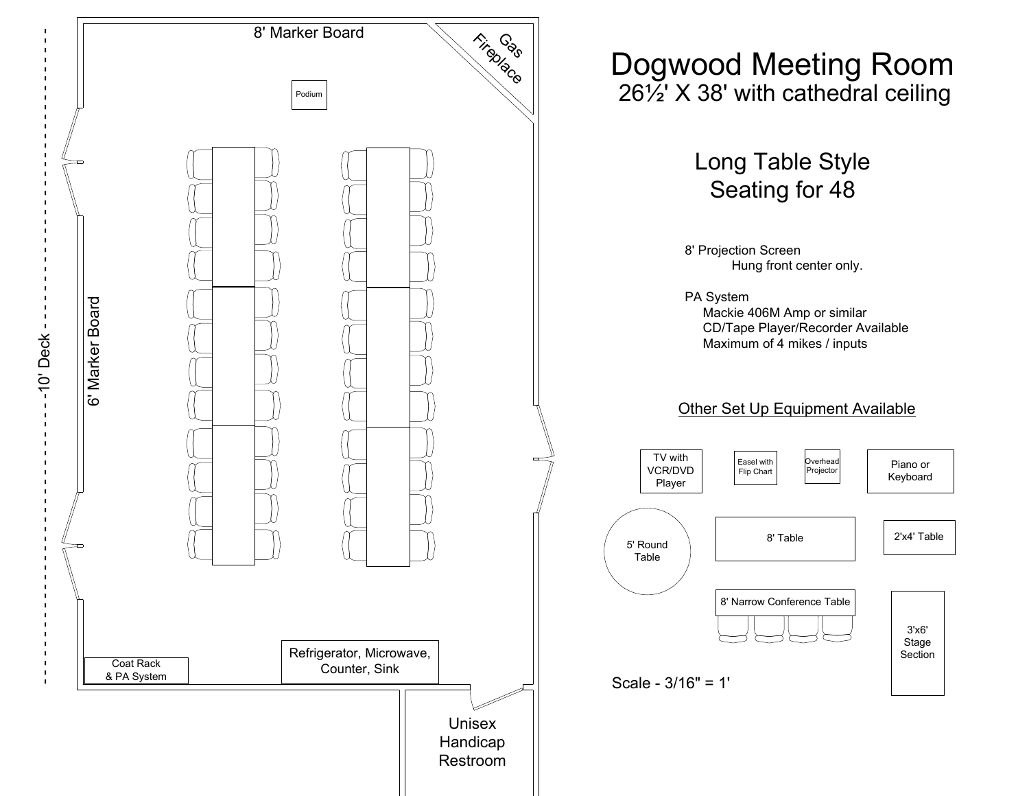# Dogwood Meeting Room

26½' X 38' with cathedral ceiling

## Long Table Style Seating for 48

8' Projection Screen
Hung front center only.

PA System
Mackie 406M Amp or similar
CD/Tape Player/Recorder Available
Maximum of 4 mikes / inputs

**Other Set Up Equipment Available**

- TV with VCR/DVD Player
- Easel with Flip Chart
- Overhead Projector
- Piano or Keyboard
- 5' Round Table
- 8' Table
- 2'x4' Table
- 8' Narrow Conference Table
- 3'x6' Stage Section

Scale - 3/16" = 1'

8' Marker Board

Gas Fireplace

Podium

10' Deck

6' Marker Board

Coat Rack & PA System

Refrigerator, Microwave, Counter, Sink

Unisex Handicap Restroom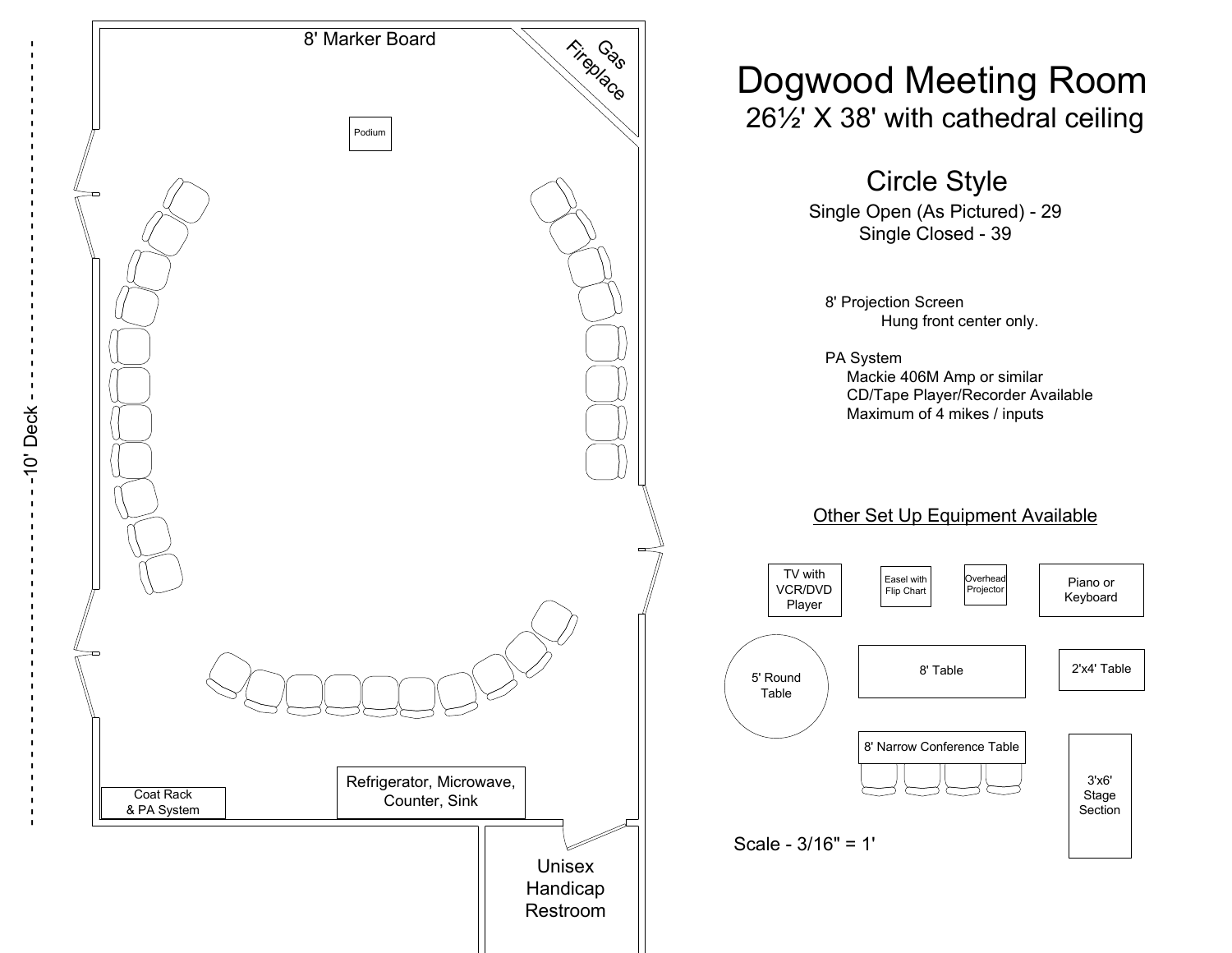# Dogwood Meeting Room

## 26½' X 38' with cathedral ceiling

### Circle Style

Single Open (As Pictured) - 29
Single Closed - 39

8' Projection Screen
Hung front center only.

PA System
Mackie 406M Amp or similar
CD/Tape Player/Recorder Available
Maximum of 4 mikes / inputs

8' Marker Board

Gas Fireplace

Podium

10' Deck

Coat Rack & PA System

Refrigerator, Microwave, Counter, Sink

Unisex Handicap Restroom

<u>Other Set Up Equipment Available</u>

TV with VCR/DVD Player

Easel with Flip Chart

Overhead Projector

Piano or Keyboard

5' Round Table

8' Table

2'x4' Table

8' Narrow Conference Table

3'x6' Stage Section

Scale - 3/16" = 1'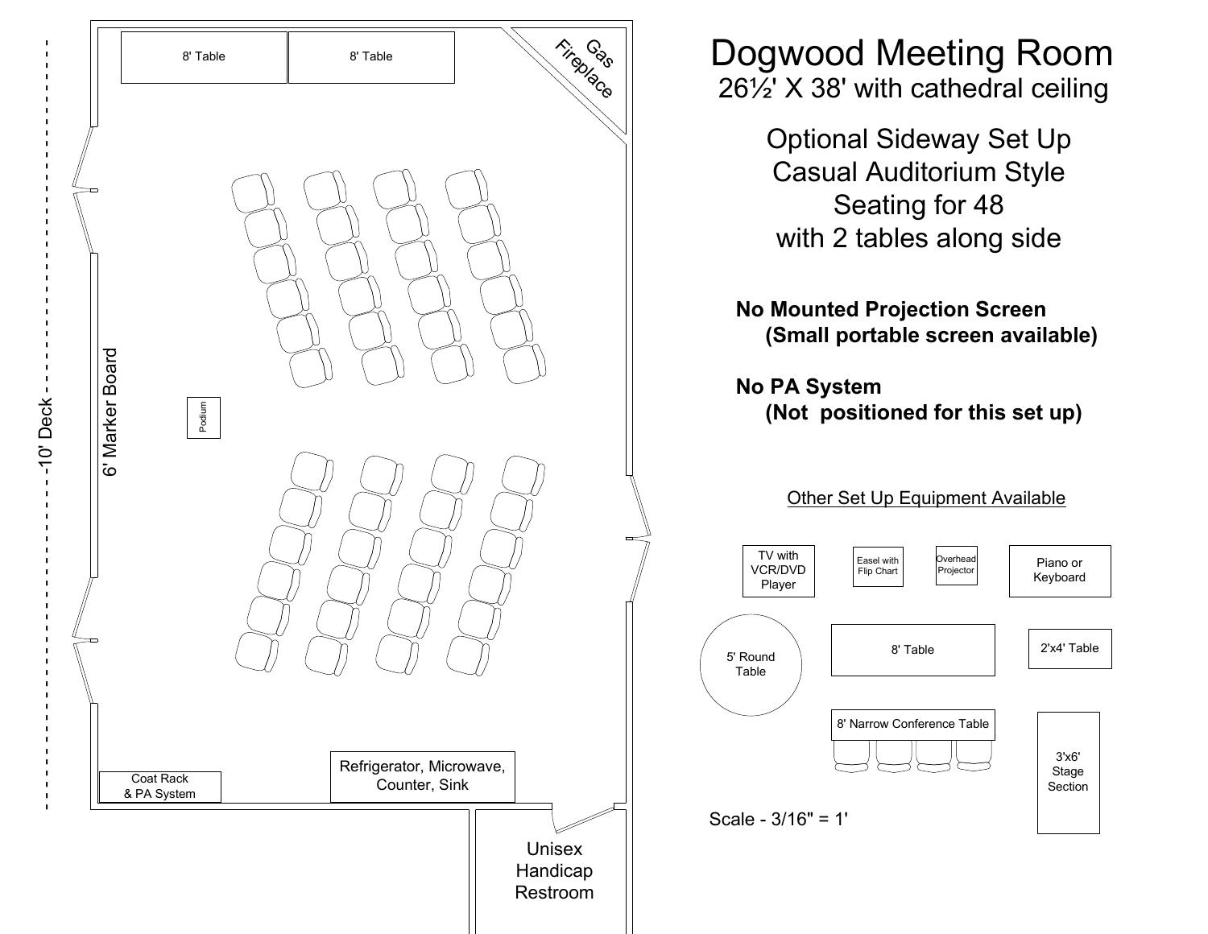# Dogwood Meeting Room

26½' X 38' with cathedral ceiling

Optional Sideway Set Up
Casual Auditorium Style
Seating for 48
with 2 tables along side

**No Mounted Projection Screen**
**(Small portable screen available)**

**No PA System**
**(Not positioned for this set up)**

Other Set Up Equipment Available

TV with VCR/DVD Player

Easel with Flip Chart

Overhead Projector

Piano or Keyboard

5' Round Table

8' Table

2'x4' Table

8' Narrow Conference Table

3'x6' Stage Section

Scale - 3/16" = 1'

8' Table

8' Table

Gas Fireplace

10' Deck

6' Marker Board

Podium

Coat Rack & PA System

Refrigerator, Microwave, Counter, Sink

Unisex Handicap Restroom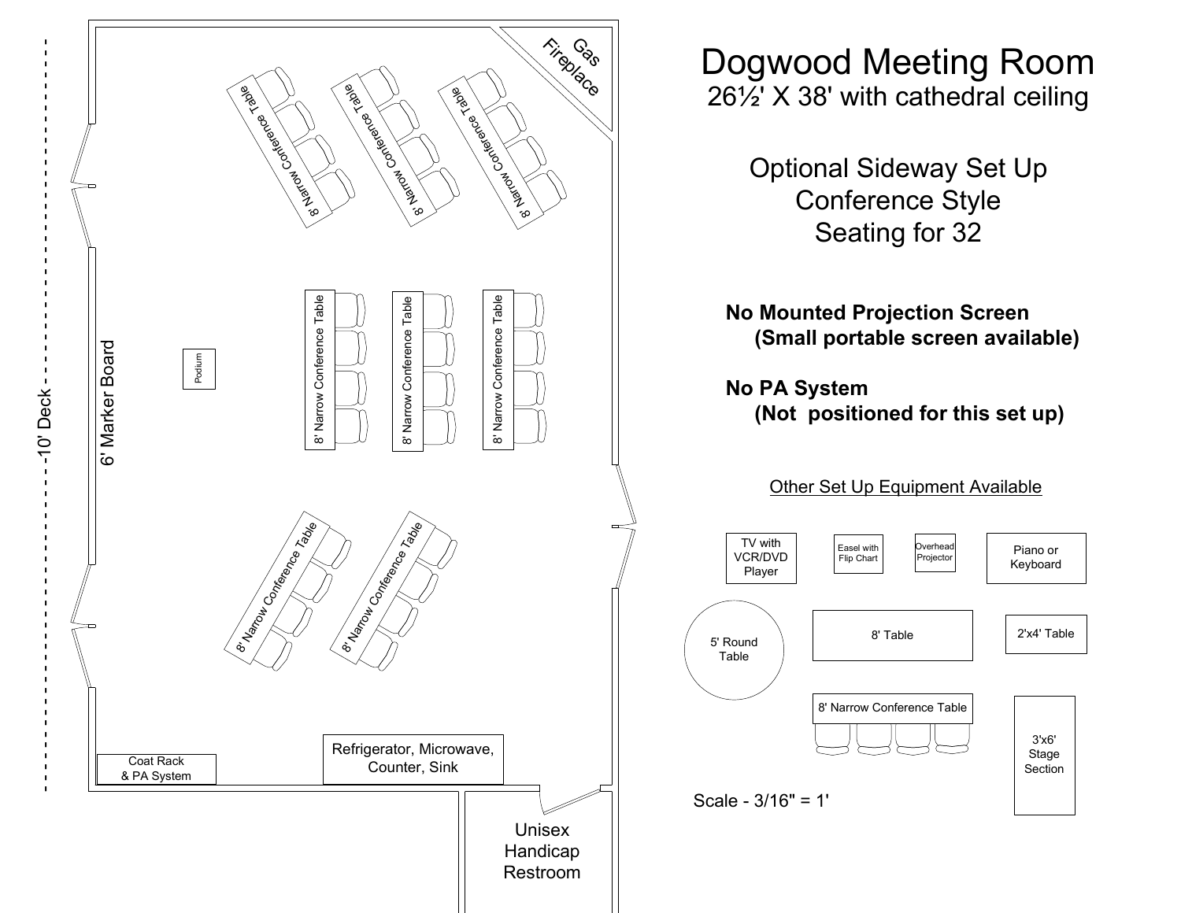# Dogwood Meeting Room

26½' X 38' with cathedral ceiling

## Optional Sideway Set Up
## Conference Style
## Seating for 32

**No Mounted Projection Screen**
**(Small portable screen available)**

**No PA System**
**(Not positioned for this set up)**

Other Set Up Equipment Available

TV with VCR/DVD Player

Easel with Flip Chart

Overhead Projector

Piano or Keyboard

5' Round Table

8' Table

2'x4' Table

8' Narrow Conference Table

3'x6' Stage Section

Scale - 3/16" = 1'

Gas Fireplace

8' Narrow Conference Table

8' Narrow Conference Table

8' Narrow Conference Table

8' Narrow Conference Table

8' Narrow Conference Table

8' Narrow Conference Table

8' Narrow Conference Table

8' Narrow Conference Table

Podium

6' Marker Board

10' Deck

Coat Rack & PA System

Refrigerator, Microwave, Counter, Sink

Unisex Handicap Restroom